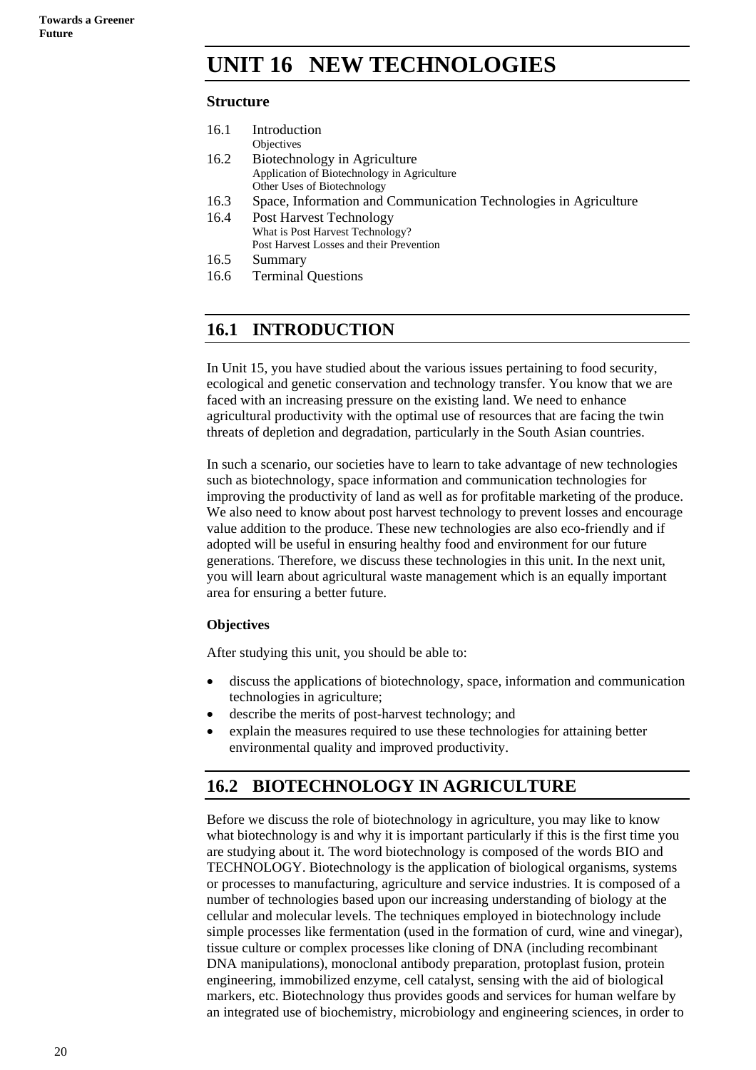# UNIT 16 NEW TECHNOLOGIES

## Structure

16.1 Introduction
  Objectives
16.2 Biotechnology in Agriculture
  Application of Biotechnology in Agriculture
  Other Uses of Biotechnology
16.3 Space, Information and Communication Technologies in Agriculture
16.4 Post Harvest Technology
  What is Post Harvest Technology?
  Post Harvest Losses and their Prevention
16.5 Summary
16.6 Terminal Questions

## 16.1 INTRODUCTION

In Unit 15, you have studied about the various issues pertaining to food security, ecological and genetic conservation and technology transfer. You know that we are faced with an increasing pressure on the existing land. We need to enhance agricultural productivity with the optimal use of resources that are facing the twin threats of depletion and degradation, particularly in the South Asian countries.

In such a scenario, our societies have to learn to take advantage of new technologies such as biotechnology, space information and communication technologies for improving the productivity of land as well as for profitable marketing of the produce. We also need to know about post harvest technology to prevent losses and encourage value addition to the produce. These new technologies are also eco-friendly and if adopted will be useful in ensuring healthy food and environment for our future generations. Therefore, we discuss these technologies in this unit. In the next unit, you will learn about agricultural waste management which is an equally important area for ensuring a better future.

### Objectives

After studying this unit, you should be able to:

- discuss the applications of biotechnology, space, information and communication technologies in agriculture;
- describe the merits of post-harvest technology; and
- explain the measures required to use these technologies for attaining better environmental quality and improved productivity.

## 16.2 BIOTECHNOLOGY IN AGRICULTURE

Before we discuss the role of biotechnology in agriculture, you may like to know what biotechnology is and why it is important particularly if this is the first time you are studying about it. The word biotechnology is composed of the words BIO and TECHNOLOGY. Biotechnology is the application of biological organisms, systems or processes to manufacturing, agriculture and service industries. It is composed of a number of technologies based upon our increasing understanding of biology at the cellular and molecular levels. The techniques employed in biotechnology include simple processes like fermentation (used in the formation of curd, wine and vinegar), tissue culture or complex processes like cloning of DNA (including recombinant DNA manipulations), monoclonal antibody preparation, protoplast fusion, protein engineering, immobilized enzyme, cell catalyst, sensing with the aid of biological markers, etc. Biotechnology thus provides goods and services for human welfare by an integrated use of biochemistry, microbiology and engineering sciences, in order to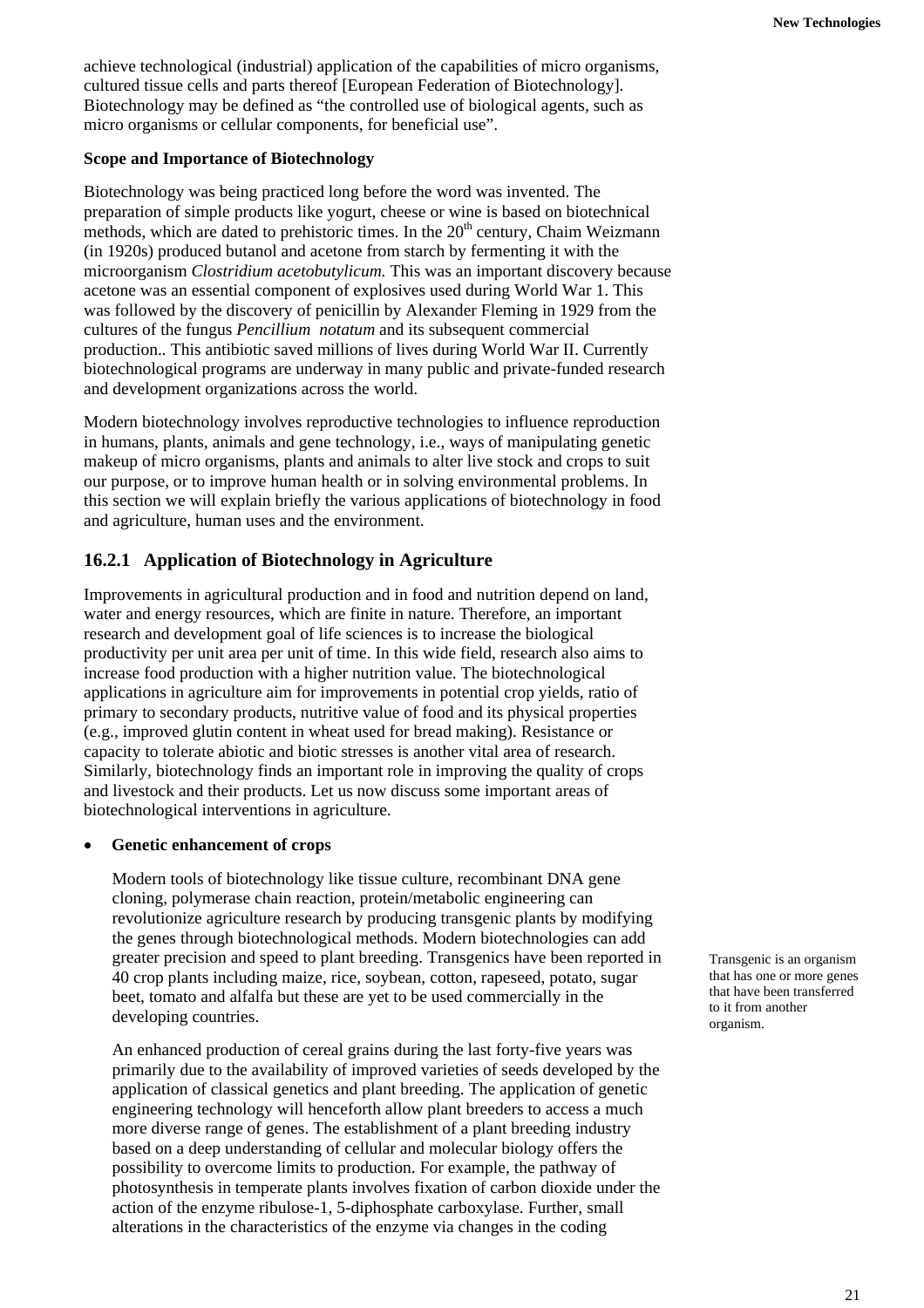achieve technological (industrial) application of the capabilities of micro organisms, cultured tissue cells and parts thereof [European Federation of Biotechnology]. Biotechnology may be defined as "the controlled use of biological agents, such as micro organisms or cellular components, for beneficial use".

**Scope and Importance of Biotechnology**

Biotechnology was being practiced long before the word was invented. The preparation of simple products like yogurt, cheese or wine is based on biotechnical methods, which are dated to prehistoric times. In the 20th century, Chaim Weizmann (in 1920s) produced butanol and acetone from starch by fermenting it with the microorganism *Clostridium acetobutylicum.* This was an important discovery because acetone was an essential component of explosives used during World War 1. This was followed by the discovery of penicillin by Alexander Fleming in 1929 from the cultures of the fungus *Pencillium notatum* and its subsequent commercial production.. This antibiotic saved millions of lives during World War II. Currently biotechnological programs are underway in many public and private-funded research and development organizations across the world.

Modern biotechnology involves reproductive technologies to influence reproduction in humans, plants, animals and gene technology, i.e., ways of manipulating genetic makeup of micro organisms, plants and animals to alter live stock and crops to suit our purpose, or to improve human health or in solving environmental problems. In this section we will explain briefly the various applications of biotechnology in food and agriculture, human uses and the environment.

## 16.2.1 Application of Biotechnology in Agriculture

Improvements in agricultural production and in food and nutrition depend on land, water and energy resources, which are finite in nature. Therefore, an important research and development goal of life sciences is to increase the biological productivity per unit area per unit of time. In this wide field, research also aims to increase food production with a higher nutrition value. The biotechnological applications in agriculture aim for improvements in potential crop yields, ratio of primary to secondary products, nutritive value of food and its physical properties (e.g., improved glutin content in wheat used for bread making). Resistance or capacity to tolerate abiotic and biotic stresses is another vital area of research. Similarly, biotechnology finds an important role in improving the quality of crops and livestock and their products. Let us now discuss some important areas of biotechnological interventions in agriculture.

- **Genetic enhancement of crops**

  Modern tools of biotechnology like tissue culture, recombinant DNA gene cloning, polymerase chain reaction, protein/metabolic engineering can revolutionize agriculture research by producing transgenic plants by modifying the genes through biotechnological methods. Modern biotechnologies can add greater precision and speed to plant breeding. Transgenics have been reported in 40 crop plants including maize, rice, soybean, cotton, rapeseed, potato, sugar beet, tomato and alfalfa but these are yet to be used commercially in the developing countries.

  Transgenic is an organism that has one or more genes that have been transferred to it from another organism.

  An enhanced production of cereal grains during the last forty-five years was primarily due to the availability of improved varieties of seeds developed by the application of classical genetics and plant breeding. The application of genetic engineering technology will henceforth allow plant breeders to access a much more diverse range of genes. The establishment of a plant breeding industry based on a deep understanding of cellular and molecular biology offers the possibility to overcome limits to production. For example, the pathway of photosynthesis in temperate plants involves fixation of carbon dioxide under the action of the enzyme ribulose-1, 5-diphosphate carboxylase. Further, small alterations in the characteristics of the enzyme via changes in the coding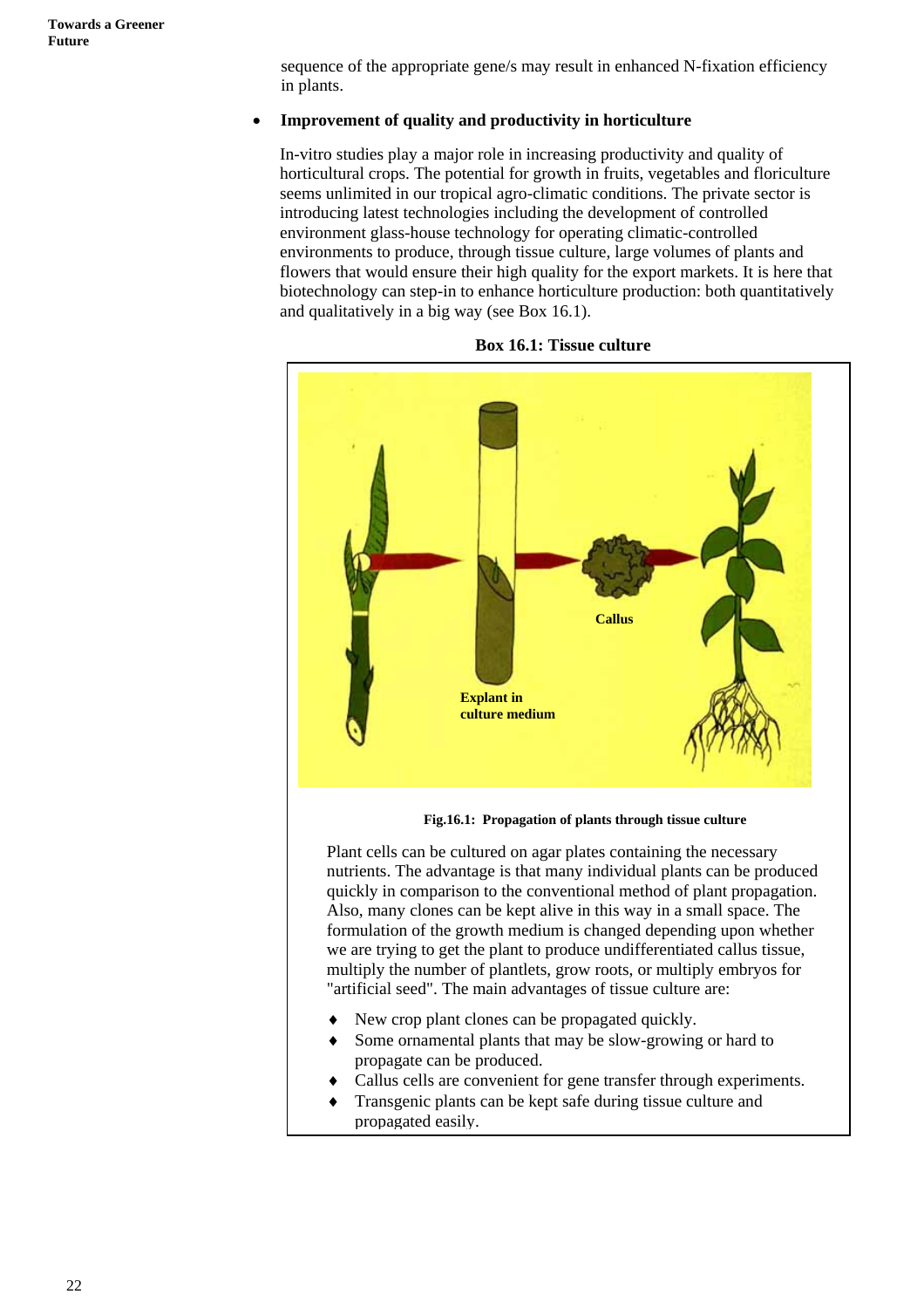sequence of the appropriate gene/s may result in enhanced N-fixation efficiency in plants.

- **Improvement of quality and productivity in horticulture**

  In-vitro studies play a major role in increasing productivity and quality of horticultural crops. The potential for growth in fruits, vegetables and floriculture seems unlimited in our tropical agro-climatic conditions. The private sector is introducing latest technologies including the development of controlled environment glass-house technology for operating climatic-controlled environments to produce, through tissue culture, large volumes of plants and flowers that would ensure their high quality for the export markets. It is here that biotechnology can step-in to enhance horticulture production: both quantitatively and qualitatively in a big way (see Box 16.1).

**Box 16.1: Tissue culture**

Callus

Explant in culture medium

**Fig.16.1: Propagation of plants through tissue culture**

Plant cells can be cultured on agar plates containing the necessary nutrients. The advantage is that many individual plants can be produced quickly in comparison to the conventional method of plant propagation. Also, many clones can be kept alive in this way in a small space. The formulation of the growth medium is changed depending upon whether we are trying to get the plant to produce undifferentiated callus tissue, multiply the number of plantlets, grow roots, or multiply embryos for "artificial seed". The main advantages of tissue culture are:

- New crop plant clones can be propagated quickly.
- Some ornamental plants that may be slow-growing or hard to propagate can be produced.
- Callus cells are convenient for gene transfer through experiments.
- Transgenic plants can be kept safe during tissue culture and propagated easily.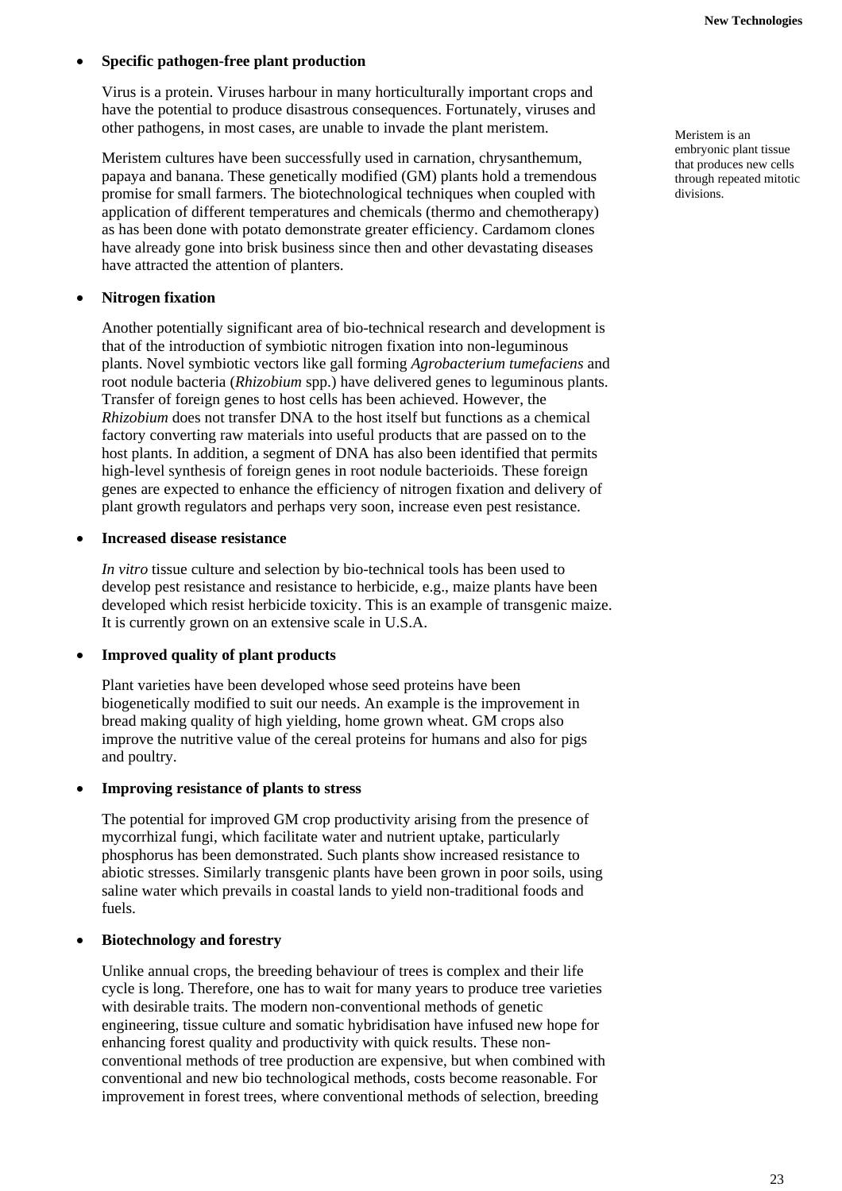- **Specific pathogen-free plant production**

  Virus is a protein. Viruses harbour in many horticulturally important crops and have the potential to produce disastrous consequences. Fortunately, viruses and other pathogens, in most cases, are unable to invade the plant meristem.

  Meristem is an embryonic plant tissue that produces new cells through repeated mitotic divisions.

  Meristem cultures have been successfully used in carnation, chrysanthemum, papaya and banana. These genetically modified (GM) plants hold a tremendous promise for small farmers. The biotechnological techniques when coupled with application of different temperatures and chemicals (thermo and chemotherapy) as has been done with potato demonstrate greater efficiency. Cardamom clones have already gone into brisk business since then and other devastating diseases have attracted the attention of planters.

- **Nitrogen fixation**

  Another potentially significant area of bio-technical research and development is that of the introduction of symbiotic nitrogen fixation into non-leguminous plants. Novel symbiotic vectors like gall forming *Agrobacterium tumefaciens* and root nodule bacteria (*Rhizobium* spp.) have delivered genes to leguminous plants. Transfer of foreign genes to host cells has been achieved. However, the *Rhizobium* does not transfer DNA to the host itself but functions as a chemical factory converting raw materials into useful products that are passed on to the host plants. In addition, a segment of DNA has also been identified that permits high-level synthesis of foreign genes in root nodule bacterioids. These foreign genes are expected to enhance the efficiency of nitrogen fixation and delivery of plant growth regulators and perhaps very soon, increase even pest resistance.

- **Increased disease resistance**

  *In vitro* tissue culture and selection by bio-technical tools has been used to develop pest resistance and resistance to herbicide, e.g., maize plants have been developed which resist herbicide toxicity. This is an example of transgenic maize. It is currently grown on an extensive scale in U.S.A.

- **Improved quality of plant products**

  Plant varieties have been developed whose seed proteins have been biogenetically modified to suit our needs. An example is the improvement in bread making quality of high yielding, home grown wheat. GM crops also improve the nutritive value of the cereal proteins for humans and also for pigs and poultry.

- **Improving resistance of plants to stress**

  The potential for improved GM crop productivity arising from the presence of mycorrhizal fungi, which facilitate water and nutrient uptake, particularly phosphorus has been demonstrated. Such plants show increased resistance to abiotic stresses. Similarly transgenic plants have been grown in poor soils, using saline water which prevails in coastal lands to yield non-traditional foods and fuels.

- **Biotechnology and forestry**

  Unlike annual crops, the breeding behaviour of trees is complex and their life cycle is long. Therefore, one has to wait for many years to produce tree varieties with desirable traits. The modern non-conventional methods of genetic engineering, tissue culture and somatic hybridisation have infused new hope for enhancing forest quality and productivity with quick results. These non-conventional methods of tree production are expensive, but when combined with conventional and new bio technological methods, costs become reasonable. For improvement in forest trees, where conventional methods of selection, breeding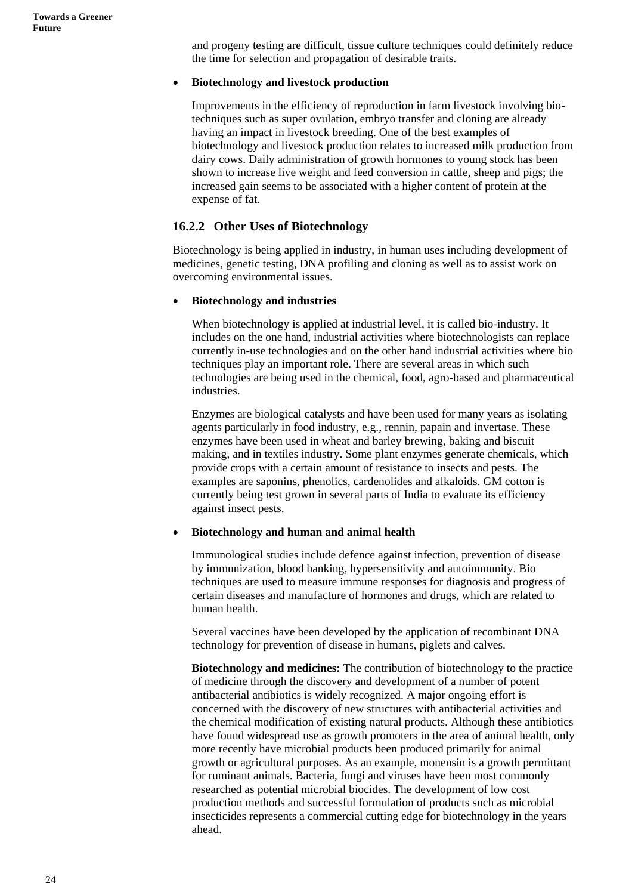and progeny testing are difficult, tissue culture techniques could definitely reduce the time for selection and propagation of desirable traits.

- **Biotechnology and livestock production**

  Improvements in the efficiency of reproduction in farm livestock involving bio-techniques such as super ovulation, embryo transfer and cloning are already having an impact in livestock breeding. One of the best examples of biotechnology and livestock production relates to increased milk production from dairy cows. Daily administration of growth hormones to young stock has been shown to increase live weight and feed conversion in cattle, sheep and pigs; the increased gain seems to be associated with a higher content of protein at the expense of fat.

### 16.2.2 Other Uses of Biotechnology

Biotechnology is being applied in industry, in human uses including development of medicines, genetic testing, DNA profiling and cloning as well as to assist work on overcoming environmental issues.

- **Biotechnology and industries**

  When biotechnology is applied at industrial level, it is called bio-industry. It includes on the one hand, industrial activities where biotechnologists can replace currently in-use technologies and on the other hand industrial activities where bio techniques play an important role. There are several areas in which such technologies are being used in the chemical, food, agro-based and pharmaceutical industries.

  Enzymes are biological catalysts and have been used for many years as isolating agents particularly in food industry, e.g., rennin, papain and invertase. These enzymes have been used in wheat and barley brewing, baking and biscuit making, and in textiles industry. Some plant enzymes generate chemicals, which provide crops with a certain amount of resistance to insects and pests. The examples are saponins, phenolics, cardenolides and alkaloids. GM cotton is currently being test grown in several parts of India to evaluate its efficiency against insect pests.

- **Biotechnology and human and animal health**

  Immunological studies include defence against infection, prevention of disease by immunization, blood banking, hypersensitivity and autoimmunity. Bio techniques are used to measure immune responses for diagnosis and progress of certain diseases and manufacture of hormones and drugs, which are related to human health.

  Several vaccines have been developed by the application of recombinant DNA technology for prevention of disease in humans, piglets and calves.

  **Biotechnology and medicines:** The contribution of biotechnology to the practice of medicine through the discovery and development of a number of potent antibacterial antibiotics is widely recognized. A major ongoing effort is concerned with the discovery of new structures with antibacterial activities and the chemical modification of existing natural products. Although these antibiotics have found widespread use as growth promoters in the area of animal health, only more recently have microbial products been produced primarily for animal growth or agricultural purposes. As an example, monensin is a growth permittant for ruminant animals. Bacteria, fungi and viruses have been most commonly researched as potential microbial biocides. The development of low cost production methods and successful formulation of products such as microbial insecticides represents a commercial cutting edge for biotechnology in the years ahead.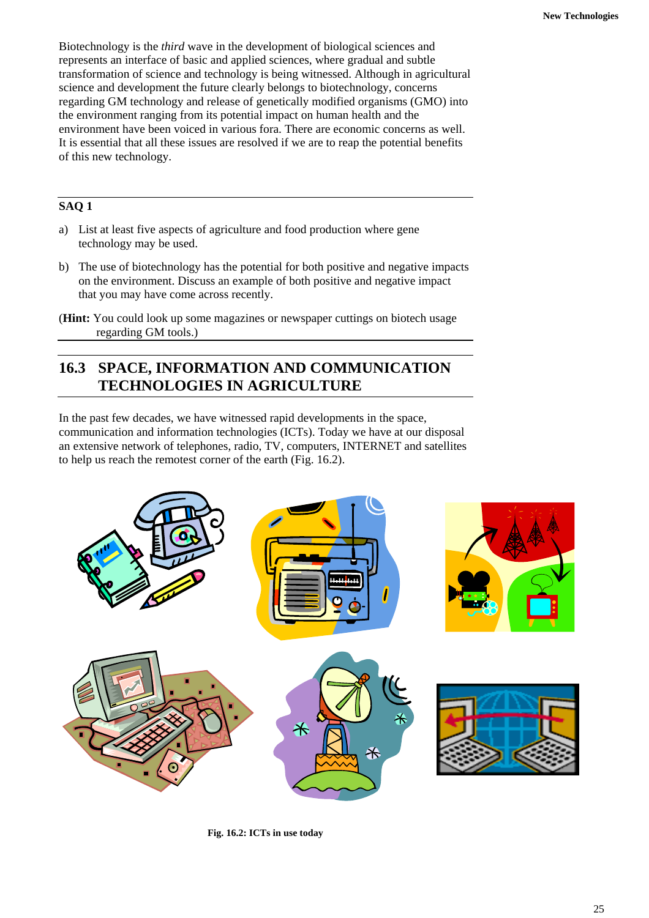Biotechnology is the *third* wave in the development of biological sciences and represents an interface of basic and applied sciences, where gradual and subtle transformation of science and technology is being witnessed. Although in agricultural science and development the future clearly belongs to biotechnology, concerns regarding GM technology and release of genetically modified organisms (GMO) into the environment ranging from its potential impact on human health and the environment have been voiced in various fora. There are economic concerns as well. It is essential that all these issues are resolved if we are to reap the potential benefits of this new technology.

---

**SAQ 1**

a) List at least five aspects of agriculture and food production where gene technology may be used.

b) The use of biotechnology has the potential for both positive and negative impacts on the environment. Discuss an example of both positive and negative impact that you may have come across recently.

(**Hint:** You could look up some magazines or newspaper cuttings on biotech usage regarding GM tools.)

---

## 16.3 SPACE, INFORMATION AND COMMUNICATION TECHNOLOGIES IN AGRICULTURE

In the past few decades, we have witnessed rapid developments in the space, communication and information technologies (ICTs). Today we have at our disposal an extensive network of telephones, radio, TV, computers, INTERNET and satellites to help us reach the remotest corner of the earth (Fig. 16.2).

**Fig. 16.2: ICTs in use today**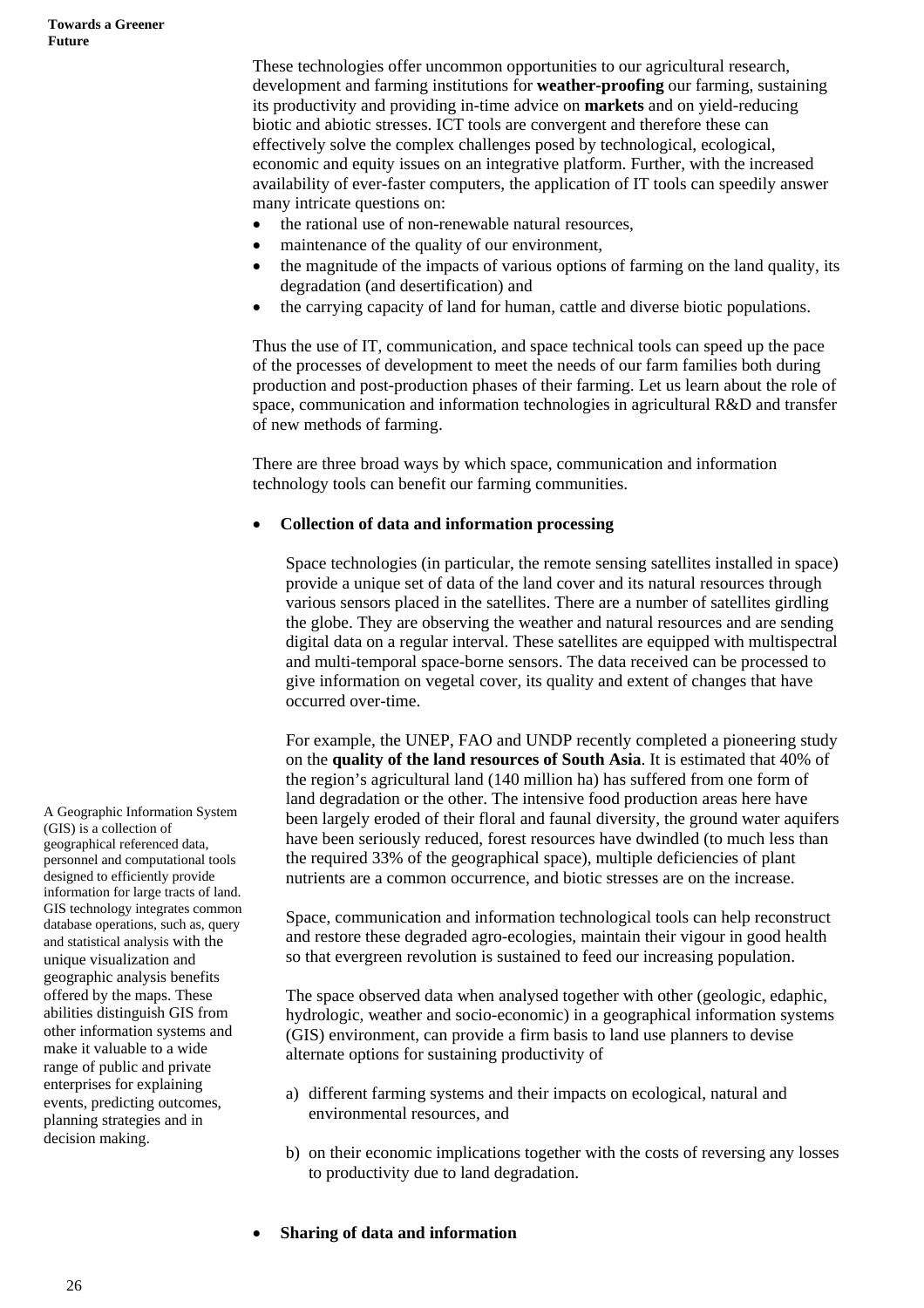These technologies offer uncommon opportunities to our agricultural research, development and farming institutions for **weather-proofing** our farming, sustaining its productivity and providing in-time advice on **markets** and on yield-reducing biotic and abiotic stresses. ICT tools are convergent and therefore these can effectively solve the complex challenges posed by technological, ecological, economic and equity issues on an integrative platform. Further, with the increased availability of ever-faster computers, the application of IT tools can speedily answer many intricate questions on:

- the rational use of non-renewable natural resources,
- maintenance of the quality of our environment,
- the magnitude of the impacts of various options of farming on the land quality, its degradation (and desertification) and
- the carrying capacity of land for human, cattle and diverse biotic populations.

Thus the use of IT, communication, and space technical tools can speed up the pace of the processes of development to meet the needs of our farm families both during production and post-production phases of their farming. Let us learn about the role of space, communication and information technologies in agricultural R&D and transfer of new methods of farming.

There are three broad ways by which space, communication and information technology tools can benefit our farming communities.

- **Collection of data and information processing**

  Space technologies (in particular, the remote sensing satellites installed in space) provide a unique set of data of the land cover and its natural resources through various sensors placed in the satellites. There are a number of satellites girdling the globe. They are observing the weather and natural resources and are sending digital data on a regular interval. These satellites are equipped with multispectral and multi-temporal space-borne sensors. The data received can be processed to give information on vegetal cover, its quality and extent of changes that have occurred over-time.

  For example, the UNEP, FAO and UNDP recently completed a pioneering study on the **quality of the land resources of South Asia**. It is estimated that 40% of the region's agricultural land (140 million ha) has suffered from one form of land degradation or the other. The intensive food production areas here have been largely eroded of their floral and faunal diversity, the ground water aquifers have been seriously reduced, forest resources have dwindled (to much less than the required 33% of the geographical space), multiple deficiencies of plant nutrients are a common occurrence, and biotic stresses are on the increase.

  Space, communication and information technological tools can help reconstruct and restore these degraded agro-ecologies, maintain their vigour in good health so that evergreen revolution is sustained to feed our increasing population.

  The space observed data when analysed together with other (geologic, edaphic, hydrologic, weather and socio-economic) in a geographical information systems (GIS) environment, can provide a firm basis to land use planners to devise alternate options for sustaining productivity of

  a) different farming systems and their impacts on ecological, natural and environmental resources, and

  b) on their economic implications together with the costs of reversing any losses to productivity due to land degradation.

A Geographic Information System (GIS) is a collection of geographical referenced data, personnel and computational tools designed to efficiently provide information for large tracts of land. GIS technology integrates common database operations, such as, query and statistical analysis with the unique visualization and geographic analysis benefits offered by the maps. These abilities distinguish GIS from other information systems and make it valuable to a wide range of public and private enterprises for explaining events, predicting outcomes, planning strategies and in decision making.

- **Sharing of data and information**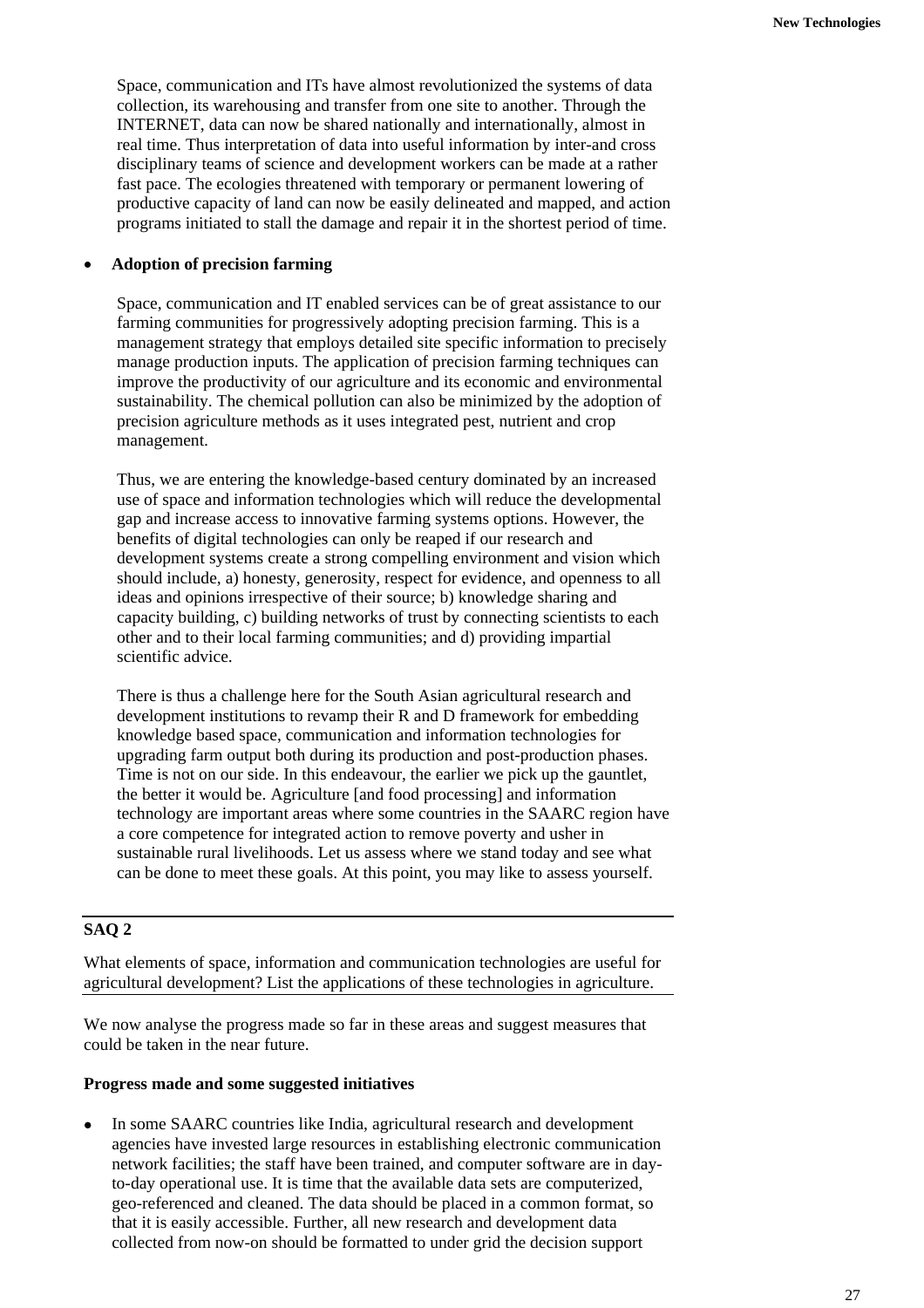Space, communication and ITs have almost revolutionized the systems of data collection, its warehousing and transfer from one site to another. Through the INTERNET, data can now be shared nationally and internationally, almost in real time. Thus interpretation of data into useful information by inter-and cross disciplinary teams of science and development workers can be made at a rather fast pace. The ecologies threatened with temporary or permanent lowering of productive capacity of land can now be easily delineated and mapped, and action programs initiated to stall the damage and repair it in the shortest period of time.

- **Adoption of precision farming**

  Space, communication and IT enabled services can be of great assistance to our farming communities for progressively adopting precision farming. This is a management strategy that employs detailed site specific information to precisely manage production inputs. The application of precision farming techniques can improve the productivity of our agriculture and its economic and environmental sustainability. The chemical pollution can also be minimized by the adoption of precision agriculture methods as it uses integrated pest, nutrient and crop management.

  Thus, we are entering the knowledge-based century dominated by an increased use of space and information technologies which will reduce the developmental gap and increase access to innovative farming systems options. However, the benefits of digital technologies can only be reaped if our research and development systems create a strong compelling environment and vision which should include, a) honesty, generosity, respect for evidence, and openness to all ideas and opinions irrespective of their source; b) knowledge sharing and capacity building, c) building networks of trust by connecting scientists to each other and to their local farming communities; and d) providing impartial scientific advice.

  There is thus a challenge here for the South Asian agricultural research and development institutions to revamp their R and D framework for embedding knowledge based space, communication and information technologies for upgrading farm output both during its production and post-production phases. Time is not on our side. In this endeavour, the earlier we pick up the gauntlet, the better it would be. Agriculture [and food processing] and information technology are important areas where some countries in the SAARC region have a core competence for integrated action to remove poverty and usher in sustainable rural livelihoods. Let us assess where we stand today and see what can be done to meet these goals. At this point, you may like to assess yourself.

---

**SAQ 2**

What elements of space, information and communication technologies are useful for agricultural development? List the applications of these technologies in agriculture.

---

We now analyse the progress made so far in these areas and suggest measures that could be taken in the near future.

**Progress made and some suggested initiatives**

- In some SAARC countries like India, agricultural research and development agencies have invested large resources in establishing electronic communication network facilities; the staff have been trained, and computer software are in day-to-day operational use. It is time that the available data sets are computerized, geo-referenced and cleaned. The data should be placed in a common format, so that it is easily accessible. Further, all new research and development data collected from now-on should be formatted to under grid the decision support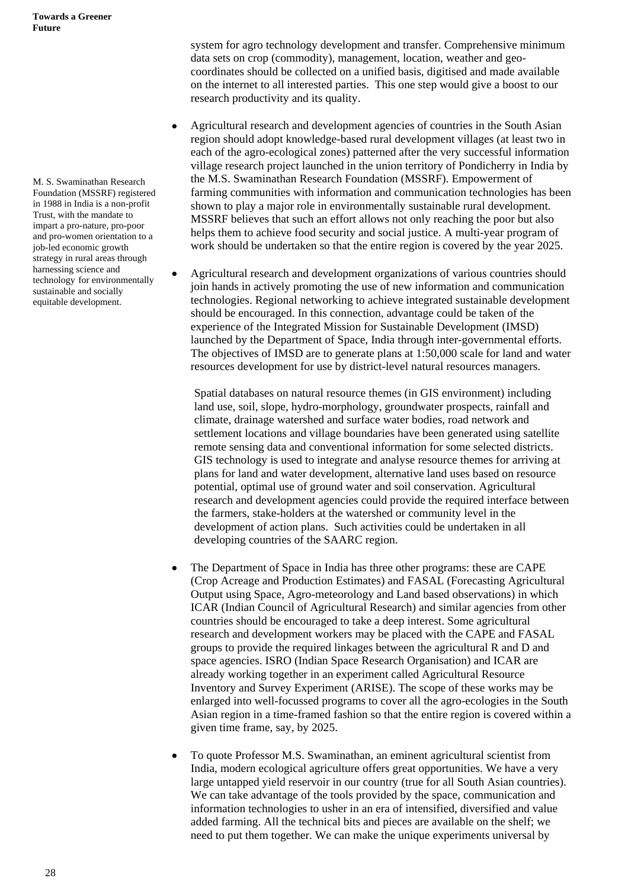system for agro technology development and transfer. Comprehensive minimum data sets on crop (commodity), management, location, weather and geo-coordinates should be collected on a unified basis, digitised and made available on the internet to all interested parties. This one step would give a boost to our research productivity and its quality.

M. S. Swaminathan Research Foundation (MSSRF) registered in 1988 in India is a non-profit Trust, with the mandate to impart a pro-nature, pro-poor and pro-women orientation to a job-led economic growth strategy in rural areas through harnessing science and technology for environmentally sustainable and socially equitable development.

- Agricultural research and development agencies of countries in the South Asian region should adopt knowledge-based rural development villages (at least two in each of the agro-ecological zones) patterned after the very successful information village research project launched in the union territory of Pondicherry in India by the M.S. Swaminathan Research Foundation (MSSRF). Empowerment of farming communities with information and communication technologies has been shown to play a major role in environmentally sustainable rural development. MSSRF believes that such an effort allows not only reaching the poor but also helps them to achieve food security and social justice. A multi-year program of work should be undertaken so that the entire region is covered by the year 2025.

- Agricultural research and development organizations of various countries should join hands in actively promoting the use of new information and communication technologies. Regional networking to achieve integrated sustainable development should be encouraged. In this connection, advantage could be taken of the experience of the Integrated Mission for Sustainable Development (IMSD) launched by the Department of Space, India through inter-governmental efforts. The objectives of IMSD are to generate plans at 1:50,000 scale for land and water resources development for use by district-level natural resources managers.

  Spatial databases on natural resource themes (in GIS environment) including land use, soil, slope, hydro-morphology, groundwater prospects, rainfall and climate, drainage watershed and surface water bodies, road network and settlement locations and village boundaries have been generated using satellite remote sensing data and conventional information for some selected districts. GIS technology is used to integrate and analyse resource themes for arriving at plans for land and water development, alternative land uses based on resource potential, optimal use of ground water and soil conservation. Agricultural research and development agencies could provide the required interface between the farmers, stake-holders at the watershed or community level in the development of action plans. Such activities could be undertaken in all developing countries of the SAARC region.

- The Department of Space in India has three other programs: these are CAPE (Crop Acreage and Production Estimates) and FASAL (Forecasting Agricultural Output using Space, Agro-meteorology and Land based observations) in which ICAR (Indian Council of Agricultural Research) and similar agencies from other countries should be encouraged to take a deep interest. Some agricultural research and development workers may be placed with the CAPE and FASAL groups to provide the required linkages between the agricultural R and D and space agencies. ISRO (Indian Space Research Organisation) and ICAR are already working together in an experiment called Agricultural Resource Inventory and Survey Experiment (ARISE). The scope of these works may be enlarged into well-focussed programs to cover all the agro-ecologies in the South Asian region in a time-framed fashion so that the entire region is covered within a given time frame, say, by 2025.

- To quote Professor M.S. Swaminathan, an eminent agricultural scientist from India, modern ecological agriculture offers great opportunities. We have a very large untapped yield reservoir in our country (true for all South Asian countries). We can take advantage of the tools provided by the space, communication and information technologies to usher in an era of intensified, diversified and value added farming. All the technical bits and pieces are available on the shelf; we need to put them together. We can make the unique experiments universal by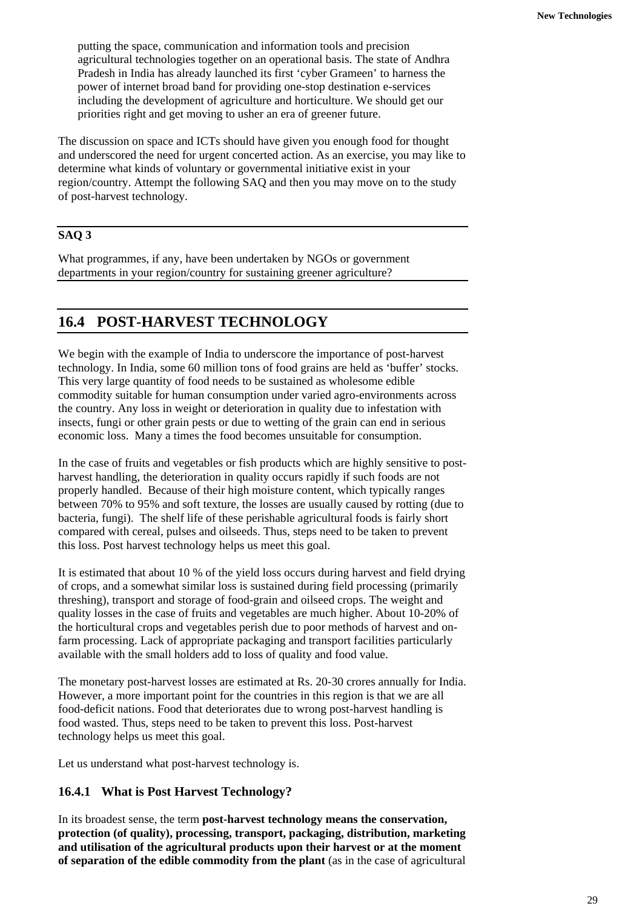putting the space, communication and information tools and precision agricultural technologies together on an operational basis. The state of Andhra Pradesh in India has already launched its first 'cyber Grameen' to harness the power of internet broad band for providing one-stop destination e-services including the development of agriculture and horticulture. We should get our priorities right and get moving to usher an era of greener future.

The discussion on space and ICTs should have given you enough food for thought and underscored the need for urgent concerted action. As an exercise, you may like to determine what kinds of voluntary or governmental initiative exist in your region/country. Attempt the following SAQ and then you may move on to the study of post-harvest technology.

---

**SAQ 3**

What programmes, if any, have been undertaken by NGOs or government departments in your region/country for sustaining greener agriculture?

---

## 16.4 POST-HARVEST TECHNOLOGY

We begin with the example of India to underscore the importance of post-harvest technology. In India, some 60 million tons of food grains are held as 'buffer' stocks. This very large quantity of food needs to be sustained as wholesome edible commodity suitable for human consumption under varied agro-environments across the country. Any loss in weight or deterioration in quality due to infestation with insects, fungi or other grain pests or due to wetting of the grain can end in serious economic loss. Many a times the food becomes unsuitable for consumption.

In the case of fruits and vegetables or fish products which are highly sensitive to post-harvest handling, the deterioration in quality occurs rapidly if such foods are not properly handled. Because of their high moisture content, which typically ranges between 70% to 95% and soft texture, the losses are usually caused by rotting (due to bacteria, fungi). The shelf life of these perishable agricultural foods is fairly short compared with cereal, pulses and oilseeds. Thus, steps need to be taken to prevent this loss. Post harvest technology helps us meet this goal.

It is estimated that about 10 % of the yield loss occurs during harvest and field drying of crops, and a somewhat similar loss is sustained during field processing (primarily threshing), transport and storage of food-grain and oilseed crops. The weight and quality losses in the case of fruits and vegetables are much higher. About 10-20% of the horticultural crops and vegetables perish due to poor methods of harvest and on-farm processing. Lack of appropriate packaging and transport facilities particularly available with the small holders add to loss of quality and food value.

The monetary post-harvest losses are estimated at Rs. 20-30 crores annually for India. However, a more important point for the countries in this region is that we are all food-deficit nations. Food that deteriorates due to wrong post-harvest handling is food wasted. Thus, steps need to be taken to prevent this loss. Post-harvest technology helps us meet this goal.

Let us understand what post-harvest technology is.

### 16.4.1 What is Post Harvest Technology?

In its broadest sense, the term **post-harvest technology means the conservation, protection (of quality), processing, transport, packaging, distribution, marketing and utilisation of the agricultural products upon their harvest or at the moment of separation of the edible commodity from the plant** (as in the case of agricultural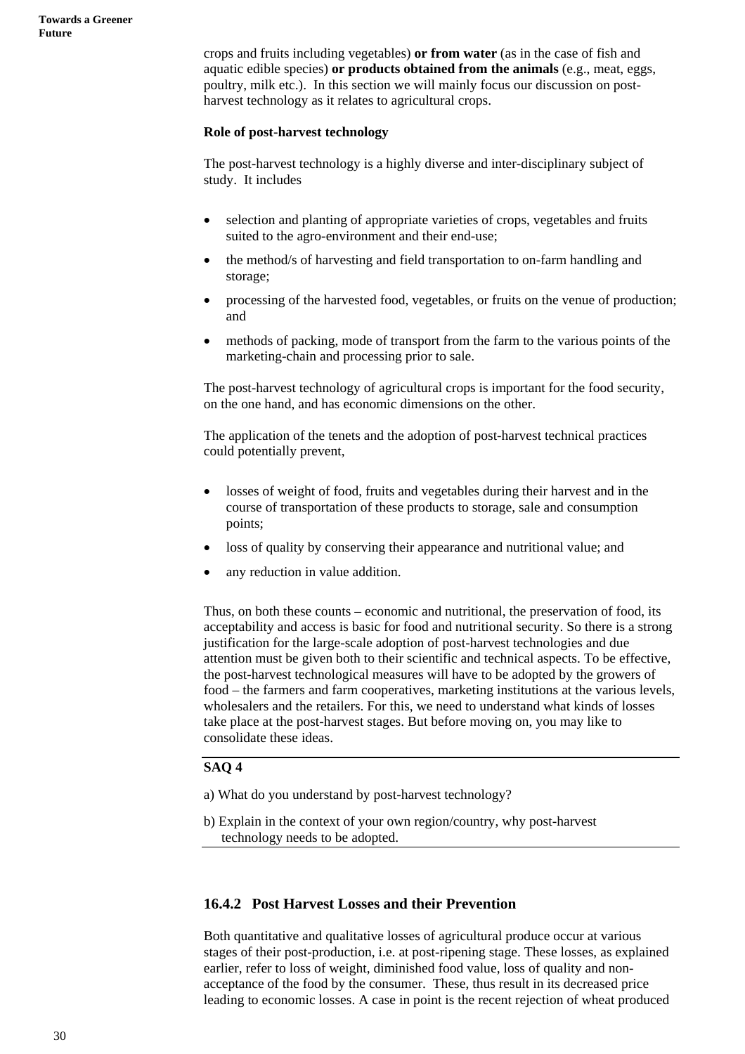crops and fruits including vegetables) **or from water** (as in the case of fish and aquatic edible species) **or products obtained from the animals** (e.g., meat, eggs, poultry, milk etc.). In this section we will mainly focus our discussion on post-harvest technology as it relates to agricultural crops.

**Role of post-harvest technology**

The post-harvest technology is a highly diverse and inter-disciplinary subject of study. It includes

- selection and planting of appropriate varieties of crops, vegetables and fruits suited to the agro-environment and their end-use;
- the method/s of harvesting and field transportation to on-farm handling and storage;
- processing of the harvested food, vegetables, or fruits on the venue of production; and
- methods of packing, mode of transport from the farm to the various points of the marketing-chain and processing prior to sale.

The post-harvest technology of agricultural crops is important for the food security, on the one hand, and has economic dimensions on the other.

The application of the tenets and the adoption of post-harvest technical practices could potentially prevent,

- losses of weight of food, fruits and vegetables during their harvest and in the course of transportation of these products to storage, sale and consumption points;
- loss of quality by conserving their appearance and nutritional value; and
- any reduction in value addition.

Thus, on both these counts – economic and nutritional, the preservation of food, its acceptability and access is basic for food and nutritional security. So there is a strong justification for the large-scale adoption of post-harvest technologies and due attention must be given both to their scientific and technical aspects. To be effective, the post-harvest technological measures will have to be adopted by the growers of food – the farmers and farm cooperatives, marketing institutions at the various levels, wholesalers and the retailers. For this, we need to understand what kinds of losses take place at the post-harvest stages. But before moving on, you may like to consolidate these ideas.

**SAQ 4**

a) What do you understand by post-harvest technology?

b) Explain in the context of your own region/country, why post-harvest technology needs to be adopted.

### 16.4.2 Post Harvest Losses and their Prevention

Both quantitative and qualitative losses of agricultural produce occur at various stages of their post-production, i.e. at post-ripening stage. These losses, as explained earlier, refer to loss of weight, diminished food value, loss of quality and non-acceptance of the food by the consumer. These, thus result in its decreased price leading to economic losses. A case in point is the recent rejection of wheat produced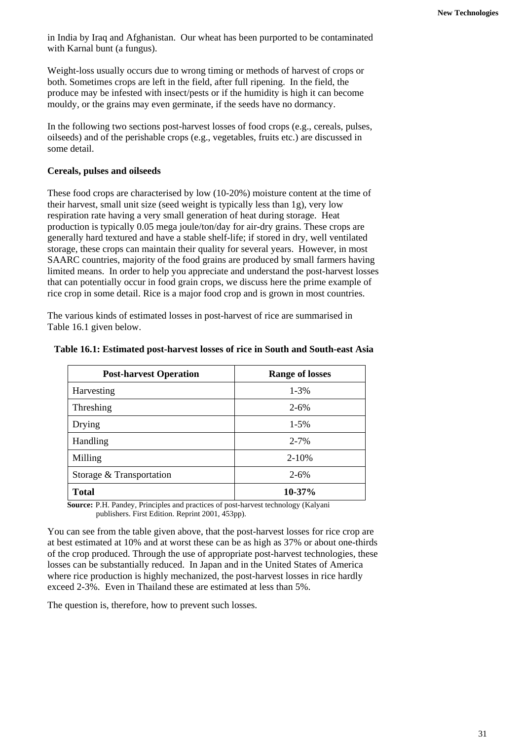in India by Iraq and Afghanistan. Our wheat has been purported to be contaminated with Karnal bunt (a fungus).

Weight-loss usually occurs due to wrong timing or methods of harvest of crops or both. Sometimes crops are left in the field, after full ripening. In the field, the produce may be infested with insect/pests or if the humidity is high it can become mouldy, or the grains may even germinate, if the seeds have no dormancy.

In the following two sections post-harvest losses of food crops (e.g., cereals, pulses, oilseeds) and of the perishable crops (e.g., vegetables, fruits etc.) are discussed in some detail.

**Cereals, pulses and oilseeds**

These food crops are characterised by low (10-20%) moisture content at the time of their harvest, small unit size (seed weight is typically less than 1g), very low respiration rate having a very small generation of heat during storage. Heat production is typically 0.05 mega joule/ton/day for air-dry grains. These crops are generally hard textured and have a stable shelf-life; if stored in dry, well ventilated storage, these crops can maintain their quality for several years. However, in most SAARC countries, majority of the food grains are produced by small farmers having limited means. In order to help you appreciate and understand the post-harvest losses that can potentially occur in food grain crops, we discuss here the prime example of rice crop in some detail. Rice is a major food crop and is grown in most countries.

The various kinds of estimated losses in post-harvest of rice are summarised in Table 16.1 given below.

**Table 16.1: Estimated post-harvest losses of rice in South and South-east Asia**

| Post-harvest Operation | Range of losses |
|---|---|
| Harvesting | 1-3% |
| Threshing | 2-6% |
| Drying | 1-5% |
| Handling | 2-7% |
| Milling | 2-10% |
| Storage & Transportation | 2-6% |
| **Total** | **10-37%** |

**Source:** P.H. Pandey, Principles and practices of post-harvest technology (Kalyani publishers. First Edition. Reprint 2001, 453pp).

You can see from the table given above, that the post-harvest losses for rice crop are at best estimated at 10% and at worst these can be as high as 37% or about one-thirds of the crop produced. Through the use of appropriate post-harvest technologies, these losses can be substantially reduced. In Japan and in the United States of America where rice production is highly mechanized, the post-harvest losses in rice hardly exceed 2-3%. Even in Thailand these are estimated at less than 5%.

The question is, therefore, how to prevent such losses.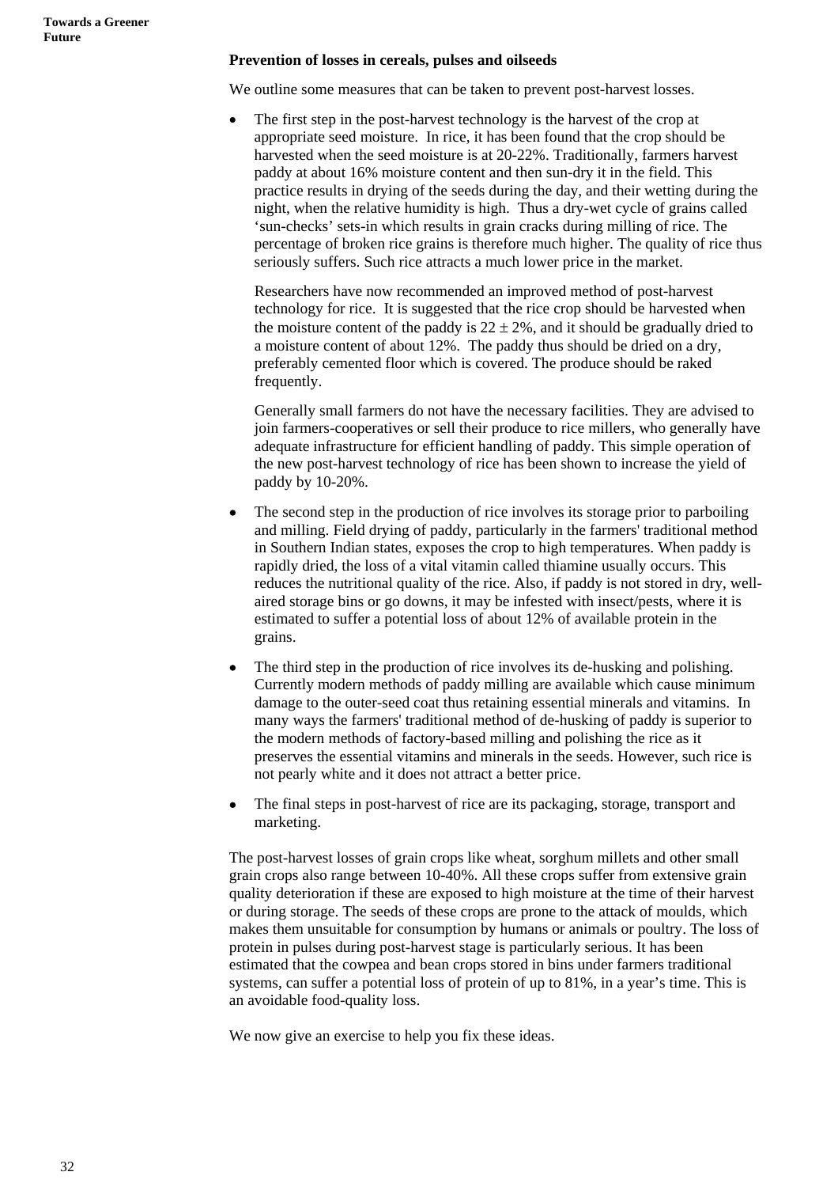### Prevention of losses in cereals, pulses and oilseeds

We outline some measures that can be taken to prevent post-harvest losses.

- The first step in the post-harvest technology is the harvest of the crop at appropriate seed moisture. In rice, it has been found that the crop should be harvested when the seed moisture is at 20-22%. Traditionally, farmers harvest paddy at about 16% moisture content and then sun-dry it in the field. This practice results in drying of the seeds during the day, and their wetting during the night, when the relative humidity is high. Thus a dry-wet cycle of grains called 'sun-checks' sets-in which results in grain cracks during milling of rice. The percentage of broken rice grains is therefore much higher. The quality of rice thus seriously suffers. Such rice attracts a much lower price in the market.

  Researchers have now recommended an improved method of post-harvest technology for rice. It is suggested that the rice crop should be harvested when the moisture content of the paddy is $22 \pm 2\%$, and it should be gradually dried to a moisture content of about 12%. The paddy thus should be dried on a dry, preferably cemented floor which is covered. The produce should be raked frequently.

  Generally small farmers do not have the necessary facilities. They are advised to join farmers-cooperatives or sell their produce to rice millers, who generally have adequate infrastructure for efficient handling of paddy. This simple operation of the new post-harvest technology of rice has been shown to increase the yield of paddy by 10-20%.

- The second step in the production of rice involves its storage prior to parboiling and milling. Field drying of paddy, particularly in the farmers' traditional method in Southern Indian states, exposes the crop to high temperatures. When paddy is rapidly dried, the loss of a vital vitamin called thiamine usually occurs. This reduces the nutritional quality of the rice. Also, if paddy is not stored in dry, well-aired storage bins or go downs, it may be infested with insect/pests, where it is estimated to suffer a potential loss of about 12% of available protein in the grains.

- The third step in the production of rice involves its de-husking and polishing. Currently modern methods of paddy milling are available which cause minimum damage to the outer-seed coat thus retaining essential minerals and vitamins. In many ways the farmers' traditional method of de-husking of paddy is superior to the modern methods of factory-based milling and polishing the rice as it preserves the essential vitamins and minerals in the seeds. However, such rice is not pearly white and it does not attract a better price.

- The final steps in post-harvest of rice are its packaging, storage, transport and marketing.

The post-harvest losses of grain crops like wheat, sorghum millets and other small grain crops also range between 10-40%. All these crops suffer from extensive grain quality deterioration if these are exposed to high moisture at the time of their harvest or during storage. The seeds of these crops are prone to the attack of moulds, which makes them unsuitable for consumption by humans or animals or poultry. The loss of protein in pulses during post-harvest stage is particularly serious. It has been estimated that the cowpea and bean crops stored in bins under farmers traditional systems, can suffer a potential loss of protein of up to 81%, in a year's time. This is an avoidable food-quality loss.

We now give an exercise to help you fix these ideas.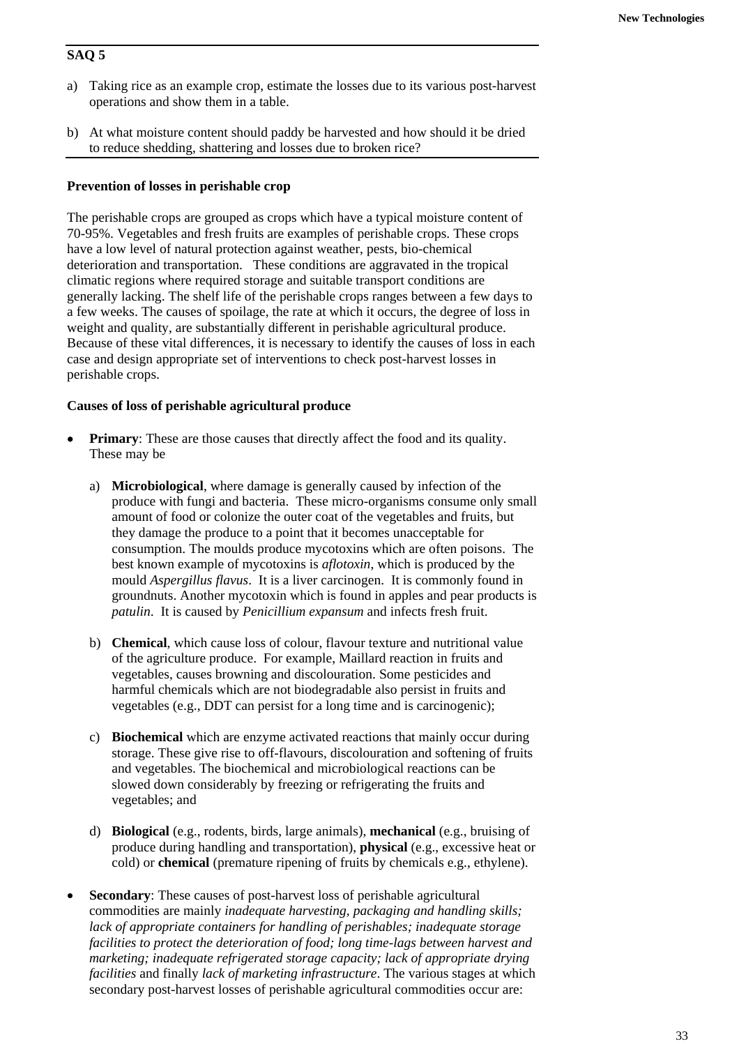**SAQ 5**

a) Taking rice as an example crop, estimate the losses due to its various post-harvest operations and show them in a table.

b) At what moisture content should paddy be harvested and how should it be dried to reduce shedding, shattering and losses due to broken rice?

**Prevention of losses in perishable crop**

The perishable crops are grouped as crops which have a typical moisture content of 70-95%. Vegetables and fresh fruits are examples of perishable crops. These crops have a low level of natural protection against weather, pests, bio-chemical deterioration and transportation. These conditions are aggravated in the tropical climatic regions where required storage and suitable transport conditions are generally lacking. The shelf life of the perishable crops ranges between a few days to a few weeks. The causes of spoilage, the rate at which it occurs, the degree of loss in weight and quality, are substantially different in perishable agricultural produce. Because of these vital differences, it is necessary to identify the causes of loss in each case and design appropriate set of interventions to check post-harvest losses in perishable crops.

**Causes of loss of perishable agricultural produce**

- **Primary**: These are those causes that directly affect the food and its quality. These may be

  a) **Microbiological**, where damage is generally caused by infection of the produce with fungi and bacteria. These micro-organisms consume only small amount of food or colonize the outer coat of the vegetables and fruits, but they damage the produce to a point that it becomes unacceptable for consumption. The moulds produce mycotoxins which are often poisons. The best known example of mycotoxins is *aflotoxin*, which is produced by the mould *Aspergillus flavus*. It is a liver carcinogen. It is commonly found in groundnuts. Another mycotoxin which is found in apples and pear products is *patulin*. It is caused by *Penicillium expansum* and infects fresh fruit.

  b) **Chemical**, which cause loss of colour, flavour texture and nutritional value of the agriculture produce. For example, Maillard reaction in fruits and vegetables, causes browning and discolouration. Some pesticides and harmful chemicals which are not biodegradable also persist in fruits and vegetables (e.g., DDT can persist for a long time and is carcinogenic);

  c) **Biochemical** which are enzyme activated reactions that mainly occur during storage. These give rise to off-flavours, discolouration and softening of fruits and vegetables. The biochemical and microbiological reactions can be slowed down considerably by freezing or refrigerating the fruits and vegetables; and

  d) **Biological** (e.g., rodents, birds, large animals), **mechanical** (e.g., bruising of produce during handling and transportation), **physical** (e.g., excessive heat or cold) or **chemical** (premature ripening of fruits by chemicals e.g., ethylene).

- **Secondary**: These causes of post-harvest loss of perishable agricultural commodities are mainly *inadequate harvesting, packaging and handling skills; lack of appropriate containers for handling of perishables; inadequate storage facilities to protect the deterioration of food; long time-lags between harvest and marketing; inadequate refrigerated storage capacity; lack of appropriate drying facilities* and finally *lack of marketing infrastructure*. The various stages at which secondary post-harvest losses of perishable agricultural commodities occur are: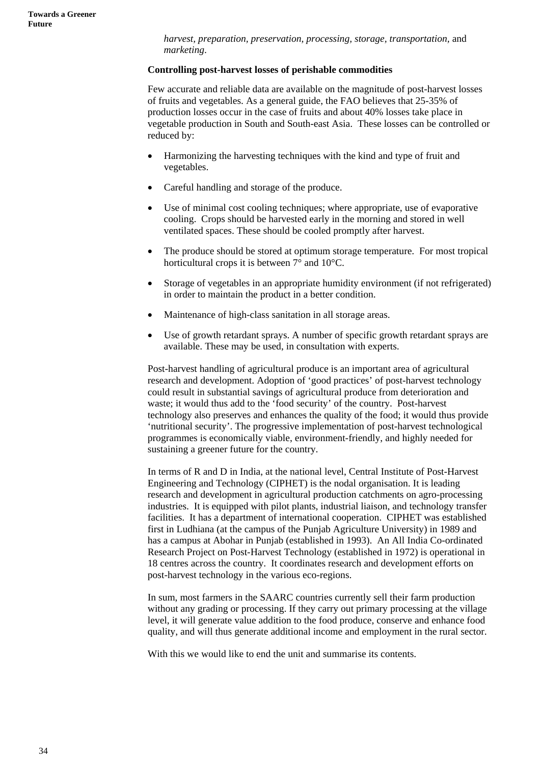*harvest, preparation, preservation, processing, storage, transportation*, and *marketing*.

**Controlling post-harvest losses of perishable commodities**

Few accurate and reliable data are available on the magnitude of post-harvest losses of fruits and vegetables. As a general guide, the FAO believes that 25-35% of production losses occur in the case of fruits and about 40% losses take place in vegetable production in South and South-east Asia. These losses can be controlled or reduced by:

- Harmonizing the harvesting techniques with the kind and type of fruit and vegetables.
- Careful handling and storage of the produce.
- Use of minimal cost cooling techniques; where appropriate, use of evaporative cooling. Crops should be harvested early in the morning and stored in well ventilated spaces. These should be cooled promptly after harvest.
- The produce should be stored at optimum storage temperature. For most tropical horticultural crops it is between 7° and 10°C.
- Storage of vegetables in an appropriate humidity environment (if not refrigerated) in order to maintain the product in a better condition.
- Maintenance of high-class sanitation in all storage areas.
- Use of growth retardant sprays. A number of specific growth retardant sprays are available. These may be used, in consultation with experts.

Post-harvest handling of agricultural produce is an important area of agricultural research and development. Adoption of 'good practices' of post-harvest technology could result in substantial savings of agricultural produce from deterioration and waste; it would thus add to the 'food security' of the country. Post-harvest technology also preserves and enhances the quality of the food; it would thus provide 'nutritional security'. The progressive implementation of post-harvest technological programmes is economically viable, environment-friendly, and highly needed for sustaining a greener future for the country.

In terms of R and D in India, at the national level, Central Institute of Post-Harvest Engineering and Technology (CIPHET) is the nodal organisation. It is leading research and development in agricultural production catchments on agro-processing industries. It is equipped with pilot plants, industrial liaison, and technology transfer facilities. It has a department of international cooperation. CIPHET was established first in Ludhiana (at the campus of the Punjab Agriculture University) in 1989 and has a campus at Abohar in Punjab (established in 1993). An All India Co-ordinated Research Project on Post-Harvest Technology (established in 1972) is operational in 18 centres across the country. It coordinates research and development efforts on post-harvest technology in the various eco-regions.

In sum, most farmers in the SAARC countries currently sell their farm production without any grading or processing. If they carry out primary processing at the village level, it will generate value addition to the food produce, conserve and enhance food quality, and will thus generate additional income and employment in the rural sector.

With this we would like to end the unit and summarise its contents.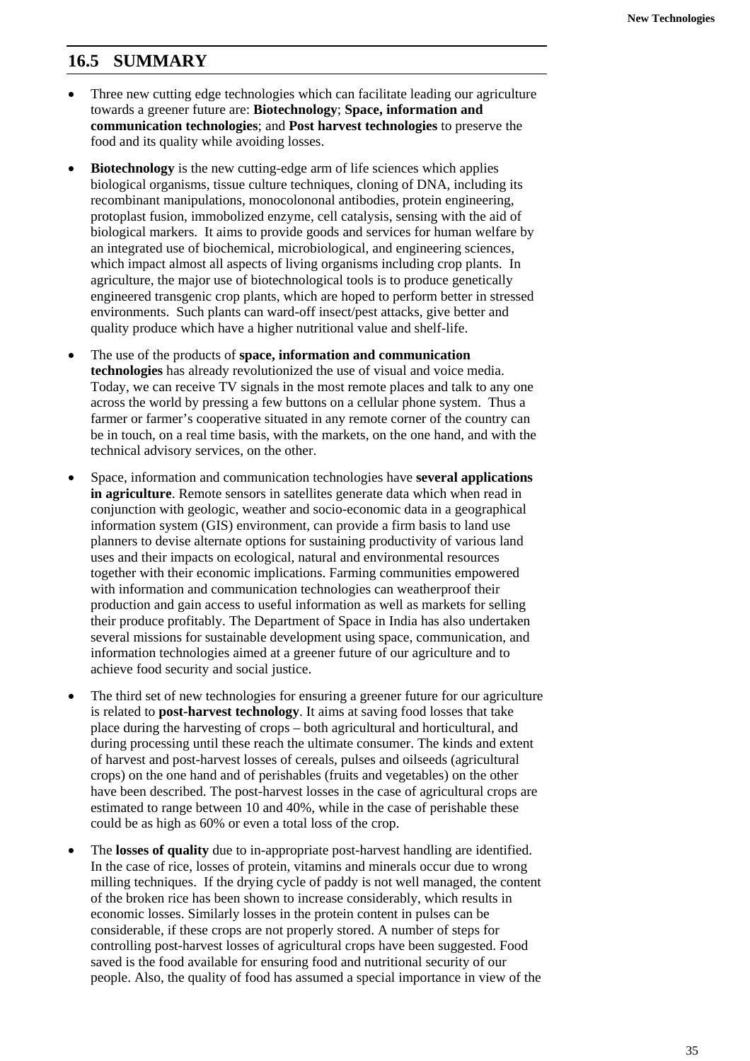## 16.5 SUMMARY

- Three new cutting edge technologies which can facilitate leading our agriculture towards a greener future are: **Biotechnology**; **Space, information and communication technologies**; and **Post harvest technologies** to preserve the food and its quality while avoiding losses.

- **Biotechnology** is the new cutting-edge arm of life sciences which applies biological organisms, tissue culture techniques, cloning of DNA, including its recombinant manipulations, monocolononal antibodies, protein engineering, protoplast fusion, immobolized enzyme, cell catalysis, sensing with the aid of biological markers. It aims to provide goods and services for human welfare by an integrated use of biochemical, microbiological, and engineering sciences, which impact almost all aspects of living organisms including crop plants. In agriculture, the major use of biotechnological tools is to produce genetically engineered transgenic crop plants, which are hoped to perform better in stressed environments. Such plants can ward-off insect/pest attacks, give better and quality produce which have a higher nutritional value and shelf-life.

- The use of the products of **space, information and communication technologies** has already revolutionized the use of visual and voice media. Today, we can receive TV signals in the most remote places and talk to any one across the world by pressing a few buttons on a cellular phone system. Thus a farmer or farmer's cooperative situated in any remote corner of the country can be in touch, on a real time basis, with the markets, on the one hand, and with the technical advisory services, on the other.

- Space, information and communication technologies have **several applications in agriculture**. Remote sensors in satellites generate data which when read in conjunction with geologic, weather and socio-economic data in a geographical information system (GIS) environment, can provide a firm basis to land use planners to devise alternate options for sustaining productivity of various land uses and their impacts on ecological, natural and environmental resources together with their economic implications. Farming communities empowered with information and communication technologies can weatherproof their production and gain access to useful information as well as markets for selling their produce profitably. The Department of Space in India has also undertaken several missions for sustainable development using space, communication, and information technologies aimed at a greener future of our agriculture and to achieve food security and social justice.

- The third set of new technologies for ensuring a greener future for our agriculture is related to **post-harvest technology**. It aims at saving food losses that take place during the harvesting of crops – both agricultural and horticultural, and during processing until these reach the ultimate consumer. The kinds and extent of harvest and post-harvest losses of cereals, pulses and oilseeds (agricultural crops) on the one hand and of perishables (fruits and vegetables) on the other have been described. The post-harvest losses in the case of agricultural crops are estimated to range between 10 and 40%, while in the case of perishable these could be as high as 60% or even a total loss of the crop.

- The **losses of quality** due to in-appropriate post-harvest handling are identified. In the case of rice, losses of protein, vitamins and minerals occur due to wrong milling techniques. If the drying cycle of paddy is not well managed, the content of the broken rice has been shown to increase considerably, which results in economic losses. Similarly losses in the protein content in pulses can be considerable, if these crops are not properly stored. A number of steps for controlling post-harvest losses of agricultural crops have been suggested. Food saved is the food available for ensuring food and nutritional security of our people. Also, the quality of food has assumed a special importance in view of the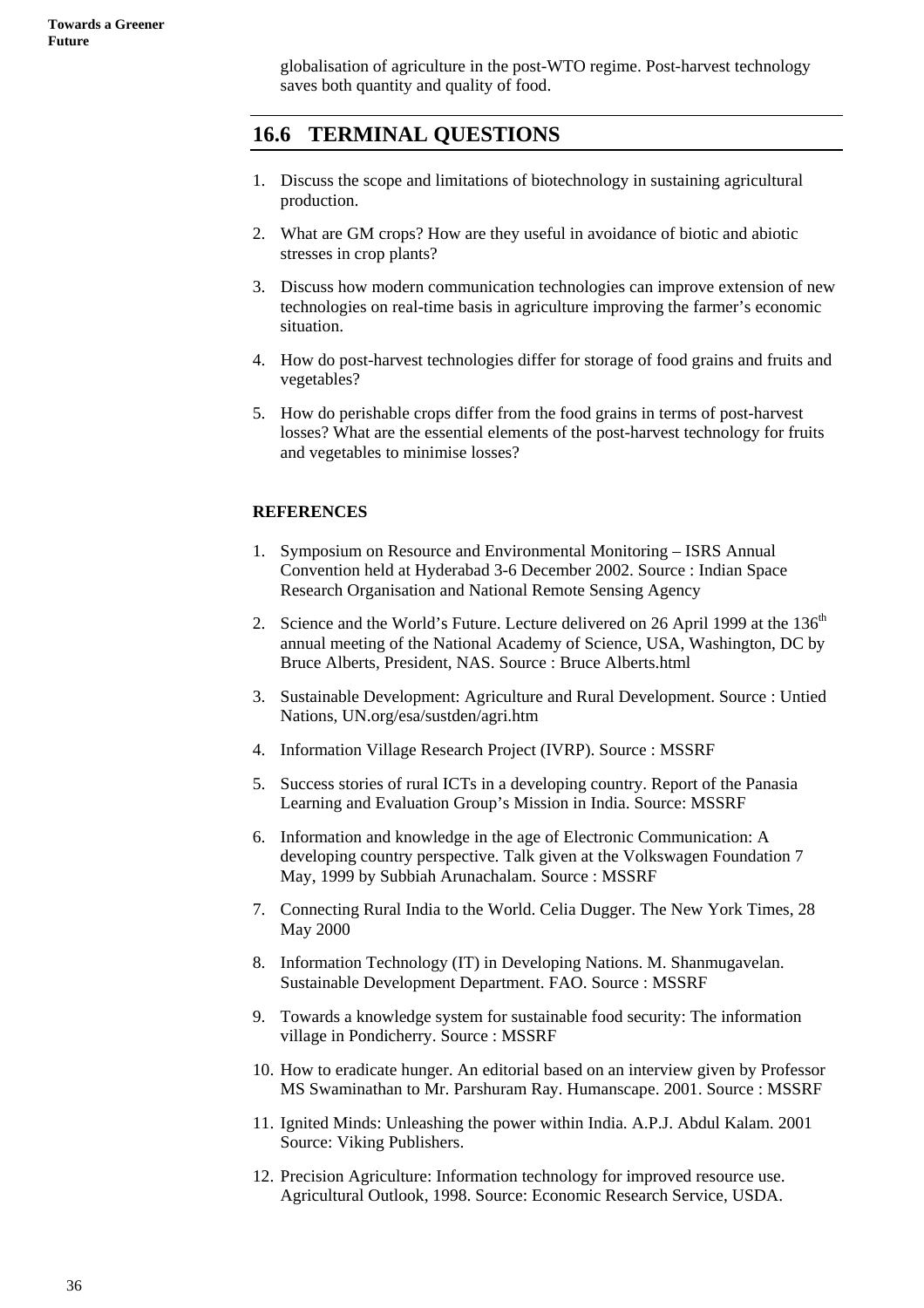globalisation of agriculture in the post-WTO regime. Post-harvest technology saves both quantity and quality of food.

## 16.6 TERMINAL QUESTIONS

1. Discuss the scope and limitations of biotechnology in sustaining agricultural production.
2. What are GM crops? How are they useful in avoidance of biotic and abiotic stresses in crop plants?
3. Discuss how modern communication technologies can improve extension of new technologies on real-time basis in agriculture improving the farmer's economic situation.
4. How do post-harvest technologies differ for storage of food grains and fruits and vegetables?
5. How do perishable crops differ from the food grains in terms of post-harvest losses? What are the essential elements of the post-harvest technology for fruits and vegetables to minimise losses?

**REFERENCES**

1. Symposium on Resource and Environmental Monitoring – ISRS Annual Convention held at Hyderabad 3-6 December 2002. Source : Indian Space Research Organisation and National Remote Sensing Agency
2. Science and the World's Future. Lecture delivered on 26 April 1999 at the 136th annual meeting of the National Academy of Science, USA, Washington, DC by Bruce Alberts, President, NAS. Source : Bruce Alberts.html
3. Sustainable Development: Agriculture and Rural Development. Source : Untied Nations, UN.org/esa/sustden/agri.htm
4. Information Village Research Project (IVRP). Source : MSSRF
5. Success stories of rural ICTs in a developing country. Report of the Panasia Learning and Evaluation Group's Mission in India. Source: MSSRF
6. Information and knowledge in the age of Electronic Communication: A developing country perspective. Talk given at the Volkswagen Foundation 7 May, 1999 by Subbiah Arunachalam. Source : MSSRF
7. Connecting Rural India to the World. Celia Dugger. The New York Times, 28 May 2000
8. Information Technology (IT) in Developing Nations. M. Shanmugavelan. Sustainable Development Department. FAO. Source : MSSRF
9. Towards a knowledge system for sustainable food security: The information village in Pondicherry. Source : MSSRF
10. How to eradicate hunger. An editorial based on an interview given by Professor MS Swaminathan to Mr. Parshuram Ray. Humanscape. 2001. Source : MSSRF
11. Ignited Minds: Unleashing the power within India. A.P.J. Abdul Kalam. 2001 Source: Viking Publishers.
12. Precision Agriculture: Information technology for improved resource use. Agricultural Outlook, 1998. Source: Economic Research Service, USDA.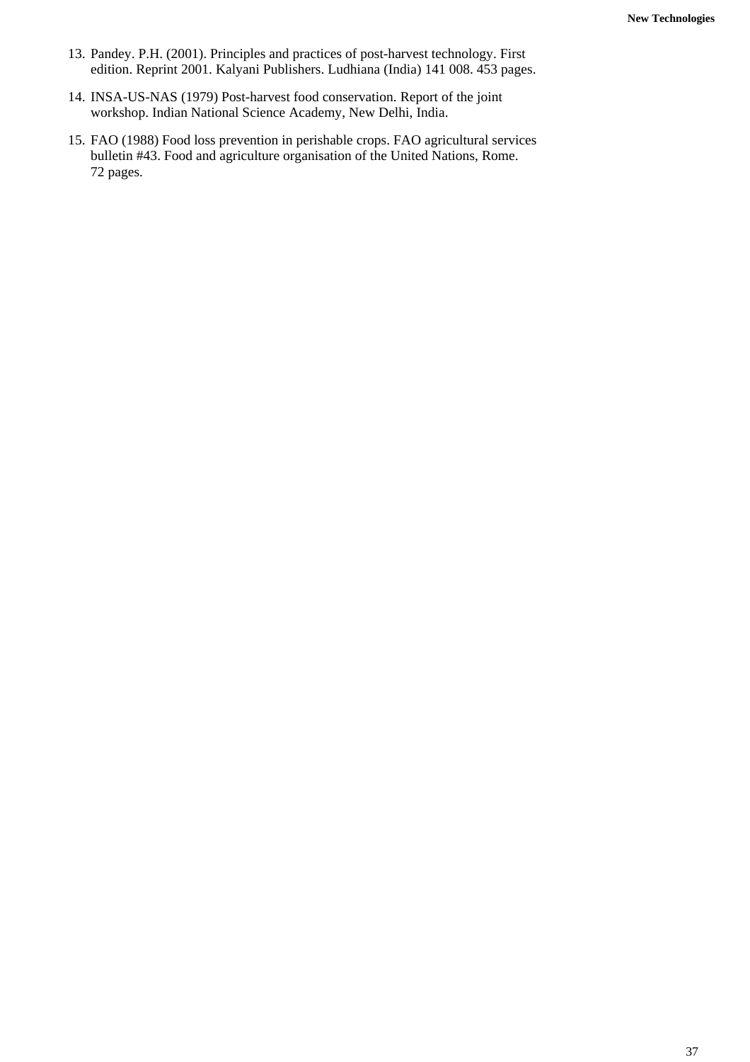13. Pandey. P.H. (2001). Principles and practices of post-harvest technology. First edition. Reprint 2001. Kalyani Publishers. Ludhiana (India) 141 008. 453 pages.

14. INSA-US-NAS (1979) Post-harvest food conservation. Report of the joint workshop. Indian National Science Academy, New Delhi, India.

15. FAO (1988) Food loss prevention in perishable crops. FAO agricultural services bulletin #43. Food and agriculture organisation of the United Nations, Rome. 72 pages.